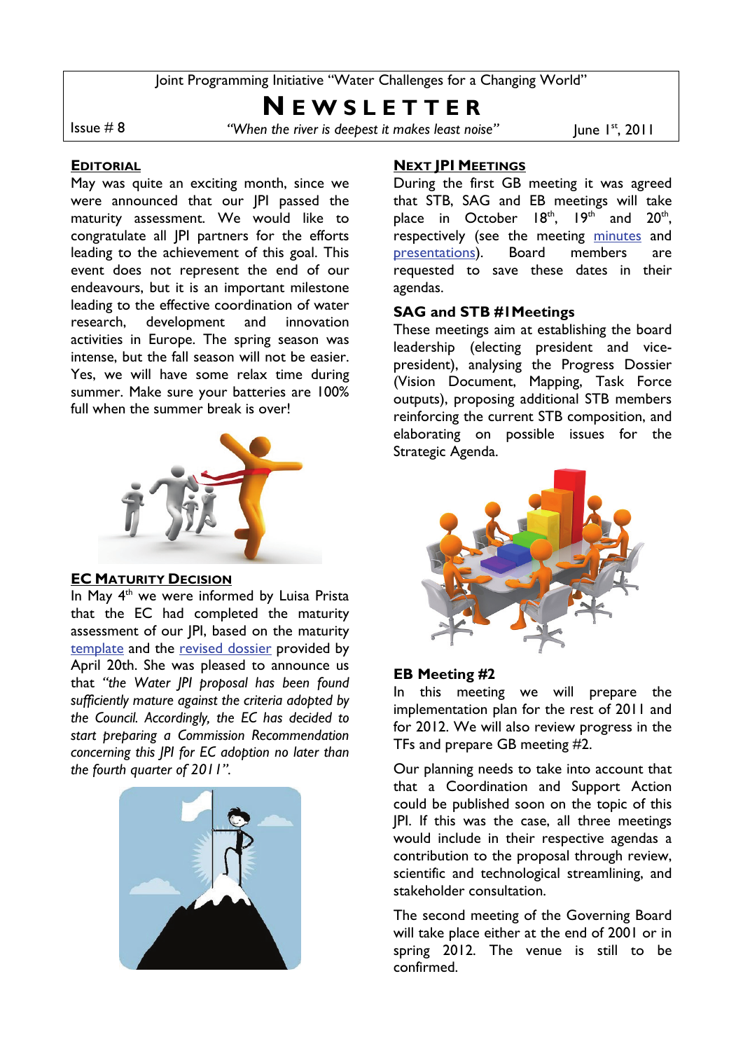Joint Programming Initiative "Water Challenges for a Changing World"

# NEWSLETTER

Issue # 8 — *"When the river is deepest it makes least noise"* — June 1st, 2011

## EDITORIAL

May was quite an exciting month, since we were announced that our JPI passed the maturity assessment. We would like to congratulate all JPI partners for the efforts leading to the achievement of this goal. This event does not represent the end of our endeavours, but it is an important milestone leading to the effective coordination of water research, development and innovation activities in Europe. The spring season was intense, but the fall season will not be easier. Yes, we will have some relax time during summer. Make sure your batteries are 100% full when the summer break is over!

## EC MATURITY DECISION

In May 4th we were informed by Luisa Prista that the EC had completed the maturity assessment of our JPI, based on the maturity template and the revised dossier provided by April 20th. She was pleased to announce us that *"the Water JPI proposal has been found sufficiently mature against the criteria adopted by the Council. Accordingly, the EC has decided to start preparing a Commission Recommendation concerning this JPI for EC adoption no later than the fourth quarter of 2011".*

## NEXT JPI MEETINGS

During the first GB meeting it was agreed that STB, SAG and EB meetings will take place in October 18th, 19th and 20th, respectively (see the meeting minutes and presentations). Board members are requested to save these dates in their agendas.

### SAG and STB #1Meetings

These meetings aim at establishing the board leadership (electing president and vice-president), analysing the Progress Dossier (Vision Document, Mapping, Task Force outputs), proposing additional STB members reinforcing the current STB composition, and elaborating on possible issues for the Strategic Agenda.

### EB Meeting #2

In this meeting we will prepare the implementation plan for the rest of 2011 and for 2012. We will also review progress in the TFs and prepare GB meeting #2.

Our planning needs to take into account that that a Coordination and Support Action could be published soon on the topic of this JPI. If this was the case, all three meetings would include in their respective agendas a contribution to the proposal through review, scientific and technological streamlining, and stakeholder consultation.

The second meeting of the Governing Board will take place either at the end of 2001 or in spring 2012. The venue is still to be confirmed.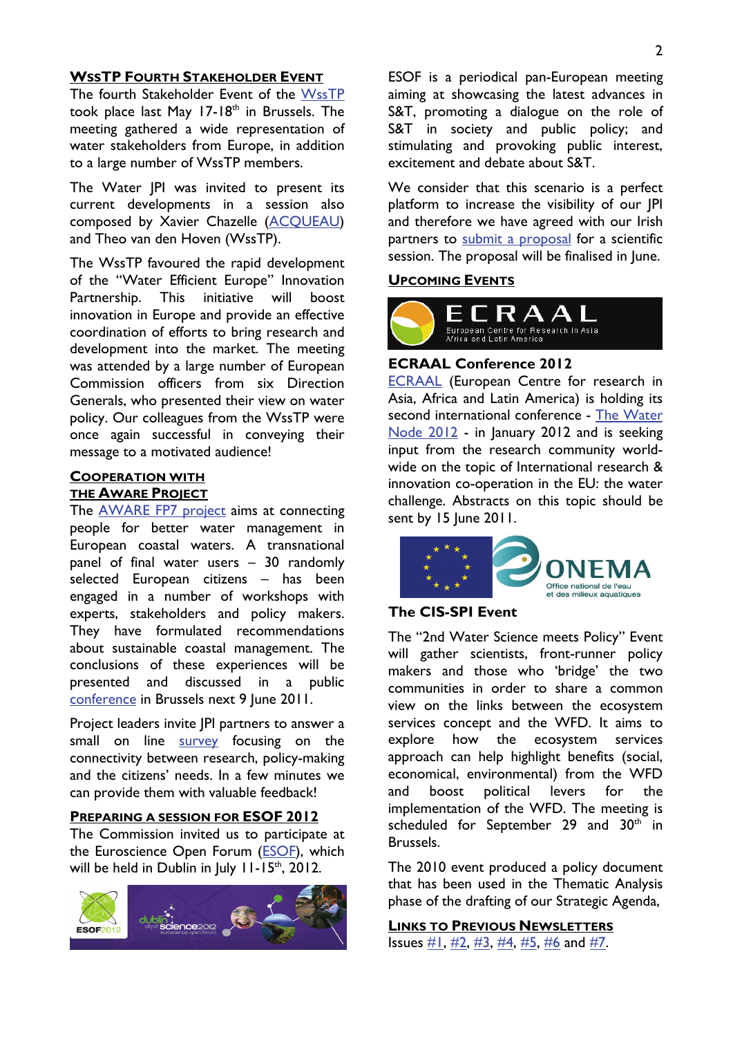## WssTP Fourth Stakeholder Event

The fourth Stakeholder Event of the WssTP took place last May 17-18th in Brussels. The meeting gathered a wide representation of water stakeholders from Europe, in addition to a large number of WssTP members.

The Water JPI was invited to present its current developments in a session also composed by Xavier Chazelle (ACQUEAU) and Theo van den Hoven (WssTP).

The WssTP favoured the rapid development of the "Water Efficient Europe" Innovation Partnership. This initiative will boost innovation in Europe and provide an effective coordination of efforts to bring research and development into the market. The meeting was attended by a large number of European Commission officers from six Direction Generals, who presented their view on water policy. Our colleagues from the WssTP were once again successful in conveying their message to a motivated audience!

## Cooperation with the AWARE Project

The AWARE FP7 project aims at connecting people for better water management in European coastal waters. A transnational panel of final water users – 30 randomly selected European citizens – has been engaged in a number of workshops with experts, stakeholders and policy makers. They have formulated recommendations about sustainable coastal management. The conclusions of these experiences will be presented and discussed in a public conference in Brussels next 9 June 2011.

Project leaders invite JPI partners to answer a small on line survey focusing on the connectivity between research, policy-making and the citizens' needs. In a few minutes we can provide them with valuable feedback!

## Preparing a session for ESOF 2012

The Commission invited us to participate at the Euroscience Open Forum (ESOF), which will be held in Dublin in July 11-15th, 2012.

ESOF is a periodical pan-European meeting aiming at showcasing the latest advances in S&T, promoting a dialogue on the role of S&T in society and public policy; and stimulating and provoking public interest, excitement and debate about S&T.

We consider that this scenario is a perfect platform to increase the visibility of our JPI and therefore we have agreed with our Irish partners to submit a proposal for a scientific session. The proposal will be finalised in June.

## Upcoming Events

### ECRAAL Conference 2012

ECRAAL (European Centre for research in Asia, Africa and Latin America) is holding its second international conference - The Water Node 2012 - in January 2012 and is seeking input from the research community world-wide on the topic of International research & innovation co-operation in the EU: the water challenge. Abstracts on this topic should be sent by 15 June 2011.

### The CIS-SPI Event

The "2nd Water Science meets Policy" Event will gather scientists, front-runner policy makers and those who 'bridge' the two communities in order to share a common view on the links between the ecosystem services concept and the WFD. It aims to explore how the ecosystem services approach can help highlight benefits (social, economical, environmental) from the WFD and boost political levers for the implementation of the WFD. The meeting is scheduled for September 29 and 30th in Brussels.

The 2010 event produced a policy document that has been used in the Thematic Analysis phase of the drafting of our Strategic Agenda,

## Links to Previous Newsletters

Issues #1, #2, #3, #4, #5, #6 and #7.